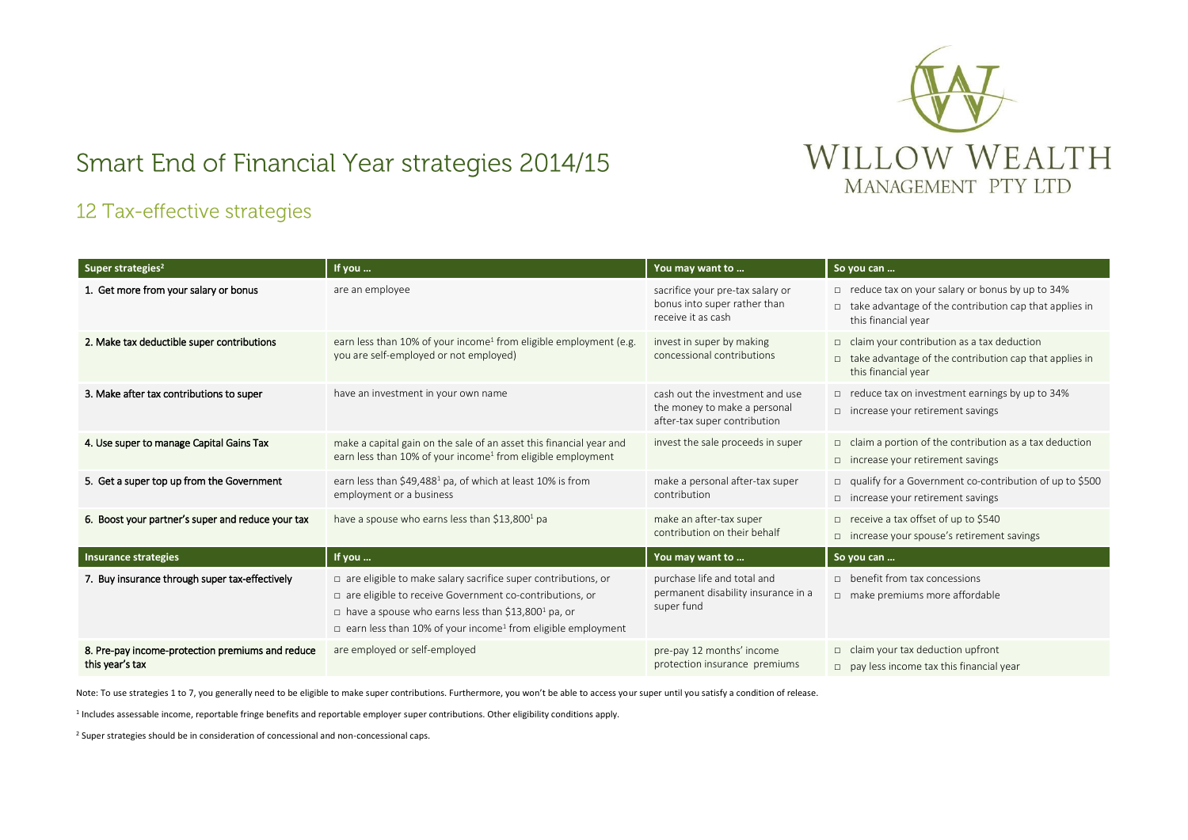# Smart End of Financial Year strategies 2014/15

WILLOW WEALTH MANAGEMENT PTY LTD

## 12 Tax-effective strategies

| Super strategies[2] | If you … | You may want to … | So you can … |
|---|---|---|---|
| 1. Get more from your salary or bonus | are an employee | sacrifice your pre-tax salary or bonus into super rather than receive it as cash | □ reduce tax on your salary or bonus by up to 34% <br> □ take advantage of the contribution cap that applies in this financial year |
| 2. Make tax deductible super contributions | earn less than 10% of your income[1] from eligible employment (e.g. you are self-employed or not employed) | invest in super by making concessional contributions | □ claim your contribution as a tax deduction <br> □ take advantage of the contribution cap that applies in this financial year |
| 3. Make after tax contributions to super | have an investment in your own name | cash out the investment and use the money to make a personal after-tax super contribution | □ reduce tax on investment earnings by up to 34% <br> □ increase your retirement savings |
| 4. Use super to manage Capital Gains Tax | make a capital gain on the sale of an asset this financial year and earn less than 10% of your income[1] from eligible employment | invest the sale proceeds in super | □ claim a portion of the contribution as a tax deduction <br> □ increase your retirement savings |
| 5. Get a super top up from the Government | earn less than $49,488[1] pa, of which at least 10% is from employment or a business | make a personal after-tax super contribution | □ qualify for a Government co-contribution of up to $500 <br> □ increase your retirement savings |
| 6. Boost your partner's super and reduce your tax | have a spouse who earns less than $13,800[1] pa | make an after-tax super contribution on their behalf | □ receive a tax offset of up to $540 <br> □ increase your spouse's retirement savings |
| **Insurance strategies** | **If you …** | **You may want to …** | **So you can …** |
| 7. Buy insurance through super tax-effectively | □ are eligible to make salary sacrifice super contributions, or <br> □ are eligible to receive Government co-contributions, or <br> □ have a spouse who earns less than $13,800[1] pa, or <br> □ earn less than 10% of your income[1] from eligible employment | purchase life and total and permanent disability insurance in a super fund | □ benefit from tax concessions <br> □ make premiums more affordable |
| 8. Pre-pay income-protection premiums and reduce this year's tax | are employed or self-employed | pre-pay 12 months' income protection insurance premiums | □ claim your tax deduction upfront <br> □ pay less income tax this financial year |

Note: To use strategies 1 to 7, you generally need to be eligible to make super contributions. Furthermore, you won't be able to access your super until you satisfy a condition of release.

[1] Includes assessable income, reportable fringe benefits and reportable employer super contributions. Other eligibility conditions apply.

[2] Super strategies should be in consideration of concessional and non-concessional caps.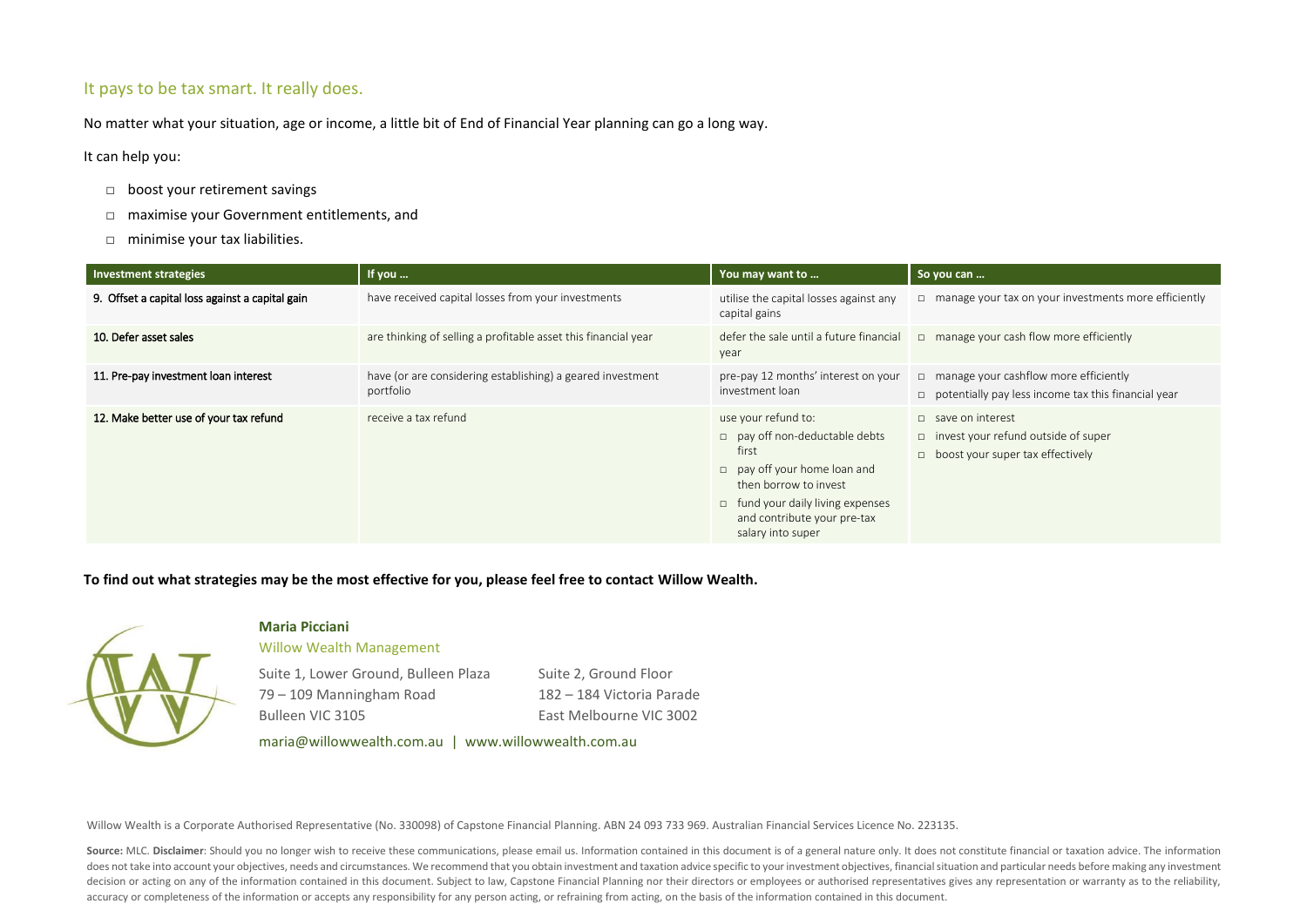## It pays to be tax smart. It really does.

No matter what your situation, age or income, a little bit of End of Financial Year planning can go a long way.

It can help you:

- boost your retirement savings
- maximise your Government entitlements, and
- minimise your tax liabilities.

| Investment strategies | If you … | You may want to … | So you can … |
|---|---|---|---|
| 9. Offset a capital loss against a capital gain | have received capital losses from your investments | utilise the capital losses against any capital gains | □ manage your tax on your investments more efficiently |
| 10. Defer asset sales | are thinking of selling a profitable asset this financial year | defer the sale until a future financial year | □ manage your cash flow more efficiently |
| 11. Pre-pay investment loan interest | have (or are considering establishing) a geared investment portfolio | pre-pay 12 months' interest on your investment loan | □ manage your cashflow more efficiently<br>□ potentially pay less income tax this financial year |
| 12. Make better use of your tax refund | receive a tax refund | use your refund to:<br>□ pay off non-deductable debts first<br>□ pay off your home loan and then borrow to invest<br>□ fund your daily living expenses and contribute your pre-tax salary into super | □ save on interest<br>□ invest your refund outside of super<br>□ boost your super tax effectively |

**To find out what strategies may be the most effective for you, please feel free to contact Willow Wealth.**

**Maria Picciani**
Willow Wealth Management

Suite 1, Lower Ground, Bulleen Plaza
79 – 109 Manningham Road
Bulleen VIC 3105

Suite 2, Ground Floor
182 – 184 Victoria Parade
East Melbourne VIC 3002

maria@willowwealth.com.au | www.willowwealth.com.au

Willow Wealth is a Corporate Authorised Representative (No. 330098) of Capstone Financial Planning. ABN 24 093 733 969. Australian Financial Services Licence No. 223135.

**Source:** MLC. **Disclaimer**: Should you no longer wish to receive these communications, please email us. Information contained in this document is of a general nature only. It does not constitute financial or taxation advice. The information does not take into account your objectives, needs and circumstances. We recommend that you obtain investment and taxation advice specific to your investment objectives, financial situation and particular needs before making any investment decision or acting on any of the information contained in this document. Subject to law, Capstone Financial Planning nor their directors or employees or authorised representatives gives any representation or warranty as to the reliability, accuracy or completeness of the information or accepts any responsibility for any person acting, or refraining from acting, on the basis of the information contained in this document.